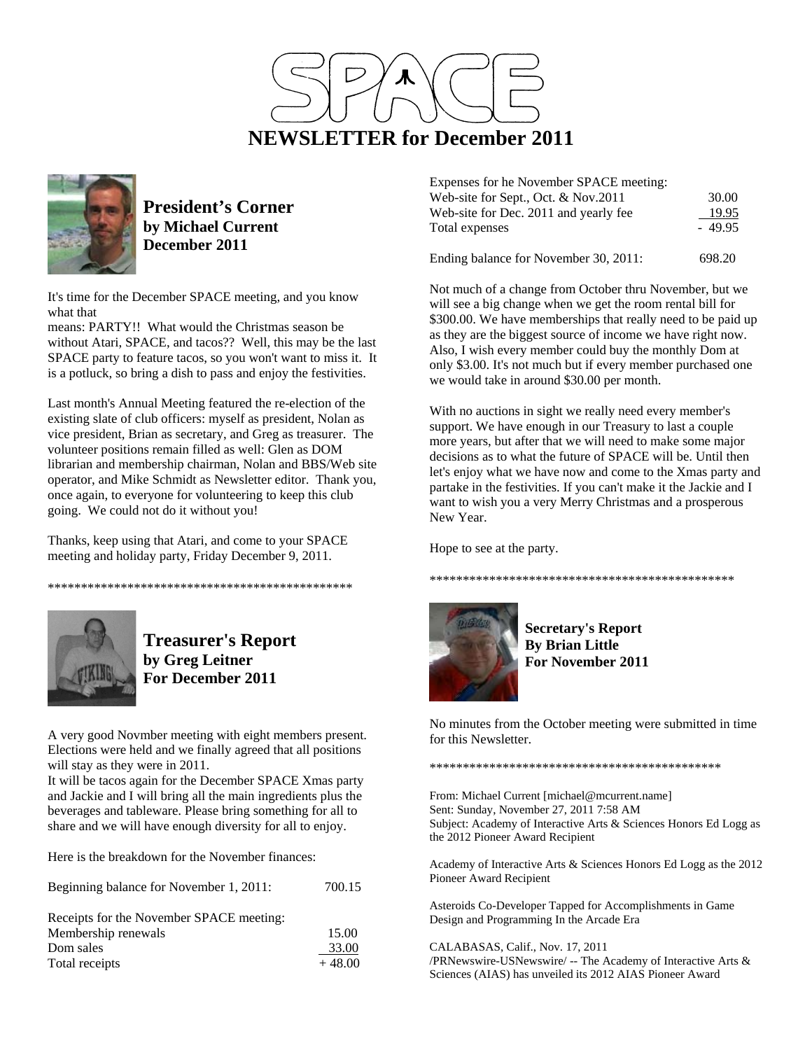# SPACE

# NEWSLETTER for December 2011

## President's Corner
**by Michael Current**
**December 2011**

It's time for the December SPACE meeting, and you know what that means: PARTY!! What would the Christmas season be without Atari, SPACE, and tacos?? Well, this may be the last SPACE party to feature tacos, so you won't want to miss it. It is a potluck, so bring a dish to pass and enjoy the festivities.

Last month's Annual Meeting featured the re-election of the existing slate of club officers: myself as president, Nolan as vice president, Brian as secretary, and Greg as treasurer. The volunteer positions remain filled as well: Glen as DOM librarian and membership chairman, Nolan and BBS/Web site operator, and Mike Schmidt as Newsletter editor. Thank you, once again, to everyone for volunteering to keep this club going. We could not do it without you!

Thanks, keep using that Atari, and come to your SPACE meeting and holiday party, Friday December 9, 2011.

\*\*\*\*\*\*\*\*\*\*\*\*\*\*\*\*\*\*\*\*\*\*\*\*\*\*\*\*\*\*\*\*\*\*\*\*\*\*\*\*\*\*\*\*\*\*\*\*

## Treasurer's Report
**by Greg Leitner**
**For December 2011**

A very good Novmber meeting with eight members present. Elections were held and we finally agreed that all positions will stay as they were in 2011.
It will be tacos again for the December SPACE Xmas party and Jackie and I will bring all the main ingredients plus the beverages and tableware. Please bring something for all to share and we will have enough diversity for all to enjoy.

Here is the breakdown for the November finances:

| | |
|---|---|
| Beginning balance for November 1, 2011: | 700.15 |
| | |
| Receipts for the November SPACE meeting: | |
| Membership renewals | 15.00 |
| Dom sales | 33.00 |
| Total receipts | + 48.00 |
| | |
| Expenses for he November SPACE meeting: | |
| Web-site for Sept., Oct. & Nov.2011 | 30.00 |
| Web-site for Dec. 2011 and yearly fee | 19.95 |
| Total expenses | - 49.95 |
| | |
| Ending balance for November 30, 2011: | 698.20 |

Not much of a change from October thru November, but we will see a big change when we get the room rental bill for $300.00. We have memberships that really need to be paid up as they are the biggest source of income we have right now. Also, I wish every member could buy the monthly Dom at only $3.00. It's not much but if every member purchased one we would take in around $30.00 per month.

With no auctions in sight we really need every member's support. We have enough in our Treasury to last a couple more years, but after that we will need to make some major decisions as to what the future of SPACE will be. Until then let's enjoy what we have now and come to the Xmas party and partake in the festivities. If you can't make it the Jackie and I want to wish you a very Merry Christmas and a prosperous New Year.

Hope to see at the party.

\*\*\*\*\*\*\*\*\*\*\*\*\*\*\*\*\*\*\*\*\*\*\*\*\*\*\*\*\*\*\*\*\*\*\*\*\*\*\*\*\*\*\*\*\*\*\*\*

## Secretary's Report
**By Brian Little**
**For November 2011**

No minutes from the October meeting were submitted in time for this Newsletter.

\*\*\*\*\*\*\*\*\*\*\*\*\*\*\*\*\*\*\*\*\*\*\*\*\*\*\*\*\*\*\*\*\*\*\*\*\*\*\*\*\*\*\*\*\*\*

From: Michael Current [michael@mcurrent.name]
Sent: Sunday, November 27, 2011 7:58 AM
Subject: Academy of Interactive Arts & Sciences Honors Ed Logg as the 2012 Pioneer Award Recipient

Academy of Interactive Arts & Sciences Honors Ed Logg as the 2012 Pioneer Award Recipient

Asteroids Co-Developer Tapped for Accomplishments in Game Design and Programming In the Arcade Era

CALABASAS, Calif., Nov. 17, 2011
/PRNewswire-USNewswire/ -- The Academy of Interactive Arts & Sciences (AIAS) has unveiled its 2012 AIAS Pioneer Award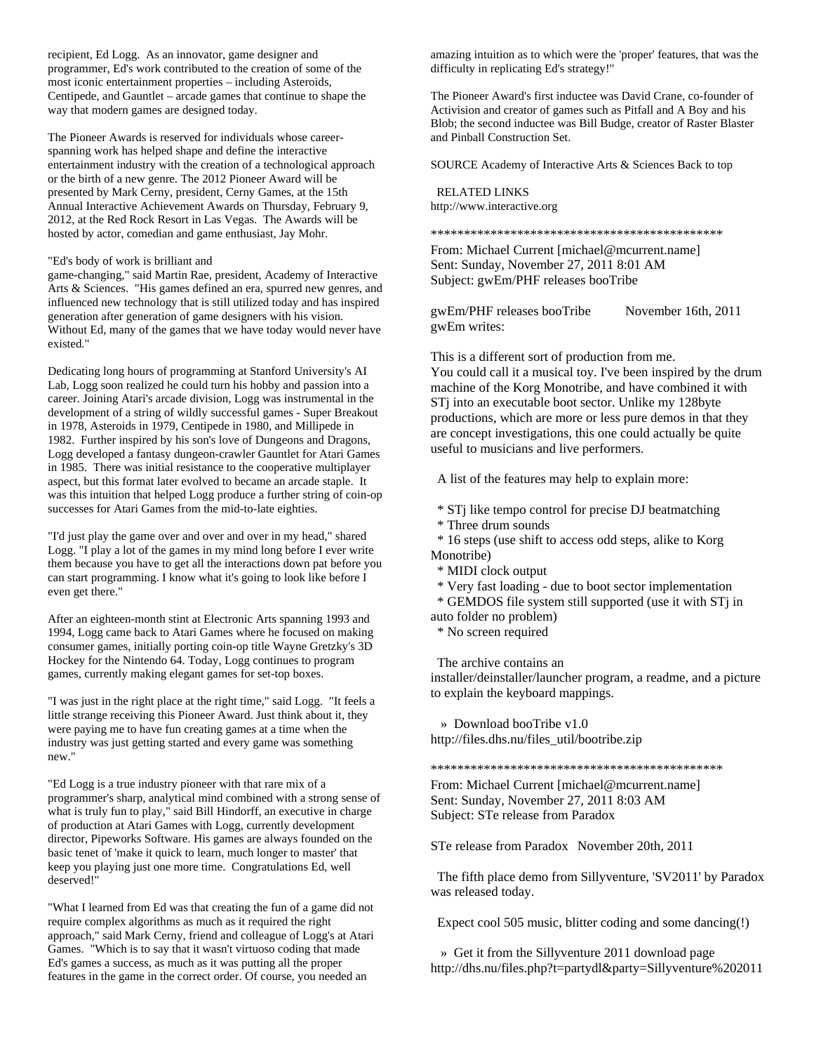recipient, Ed Logg. As an innovator, game designer and programmer, Ed's work contributed to the creation of some of the most iconic entertainment properties – including Asteroids, Centipede, and Gauntlet – arcade games that continue to shape the way that modern games are designed today.

The Pioneer Awards is reserved for individuals whose career-spanning work has helped shape and define the interactive entertainment industry with the creation of a technological approach or the birth of a new genre. The 2012 Pioneer Award will be presented by Mark Cerny, president, Cerny Games, at the 15th Annual Interactive Achievement Awards on Thursday, February 9, 2012, at the Red Rock Resort in Las Vegas. The Awards will be hosted by actor, comedian and game enthusiast, Jay Mohr.

"Ed's body of work is brilliant and game-changing," said Martin Rae, president, Academy of Interactive Arts & Sciences. "His games defined an era, spurred new genres, and influenced new technology that is still utilized today and has inspired generation after generation of game designers with his vision. Without Ed, many of the games that we have today would never have existed."

Dedicating long hours of programming at Stanford University's AI Lab, Logg soon realized he could turn his hobby and passion into a career. Joining Atari's arcade division, Logg was instrumental in the development of a string of wildly successful games - Super Breakout in 1978, Asteroids in 1979, Centipede in 1980, and Millipede in 1982. Further inspired by his son's love of Dungeons and Dragons, Logg developed a fantasy dungeon-crawler Gauntlet for Atari Games in 1985. There was initial resistance to the cooperative multiplayer aspect, but this format later evolved to became an arcade staple. It was this intuition that helped Logg produce a further string of coin-op successes for Atari Games from the mid-to-late eighties.

"I'd just play the game over and over and over in my head," shared Logg. "I play a lot of the games in my mind long before I ever write them because you have to get all the interactions down pat before you can start programming. I know what it's going to look like before I even get there."

After an eighteen-month stint at Electronic Arts spanning 1993 and 1994, Logg came back to Atari Games where he focused on making consumer games, initially porting coin-op title Wayne Gretzky's 3D Hockey for the Nintendo 64. Today, Logg continues to program games, currently making elegant games for set-top boxes.

"I was just in the right place at the right time," said Logg. "It feels a little strange receiving this Pioneer Award. Just think about it, they were paying me to have fun creating games at a time when the industry was just getting started and every game was something new."

"Ed Logg is a true industry pioneer with that rare mix of a programmer's sharp, analytical mind combined with a strong sense of what is truly fun to play," said Bill Hindorff, an executive in charge of production at Atari Games with Logg, currently development director, Pipeworks Software. His games are always founded on the basic tenet of 'make it quick to learn, much longer to master' that keep you playing just one more time. Congratulations Ed, well deserved!"

"What I learned from Ed was that creating the fun of a game did not require complex algorithms as much as it required the right approach," said Mark Cerny, friend and colleague of Logg's at Atari Games. "Which is to say that it wasn't virtuoso coding that made Ed's games a success, as much as it was putting all the proper features in the game in the correct order. Of course, you needed an amazing intuition as to which were the 'proper' features, that was the difficulty in replicating Ed's strategy!"

The Pioneer Award's first inductee was David Crane, co-founder of Activision and creator of games such as Pitfall and A Boy and his Blob; the second inductee was Bill Budge, creator of Raster Blaster and Pinball Construction Set.

SOURCE Academy of Interactive Arts & Sciences Back to top

RELATED LINKS
http://www.interactive.org

********************************************

From: Michael Current [michael@mcurrent.name]
Sent: Sunday, November 27, 2011 8:01 AM
Subject: gwEm/PHF releases booTribe

gwEm/PHF releases booTribe November 16th, 2011
gwEm writes:

This is a different sort of production from me.
You could call it a musical toy. I've been inspired by the drum machine of the Korg Monotribe, and have combined it with STj into an executable boot sector. Unlike my 128byte productions, which are more or less pure demos in that they are concept investigations, this one could actually be quite useful to musicians and live performers.

A list of the features may help to explain more:

* STj like tempo control for precise DJ beatmatching
* Three drum sounds
* 16 steps (use shift to access odd steps, alike to Korg Monotribe)
* MIDI clock output
* Very fast loading - due to boot sector implementation
* GEMDOS file system still supported (use it with STj in auto folder no problem)
* No screen required

The archive contains an installer/deinstaller/launcher program, a readme, and a picture to explain the keyboard mappings.

» Download booTribe v1.0
http://files.dhs.nu/files_util/bootribe.zip

********************************************

From: Michael Current [michael@mcurrent.name]
Sent: Sunday, November 27, 2011 8:03 AM
Subject: STe release from Paradox

STe release from Paradox November 20th, 2011

The fifth place demo from Sillyventure, 'SV2011' by Paradox was released today.

Expect cool 505 music, blitter coding and some dancing(!)

» Get it from the Sillyventure 2011 download page
http://dhs.nu/files.php?t=partydl&party=Sillyventure%202011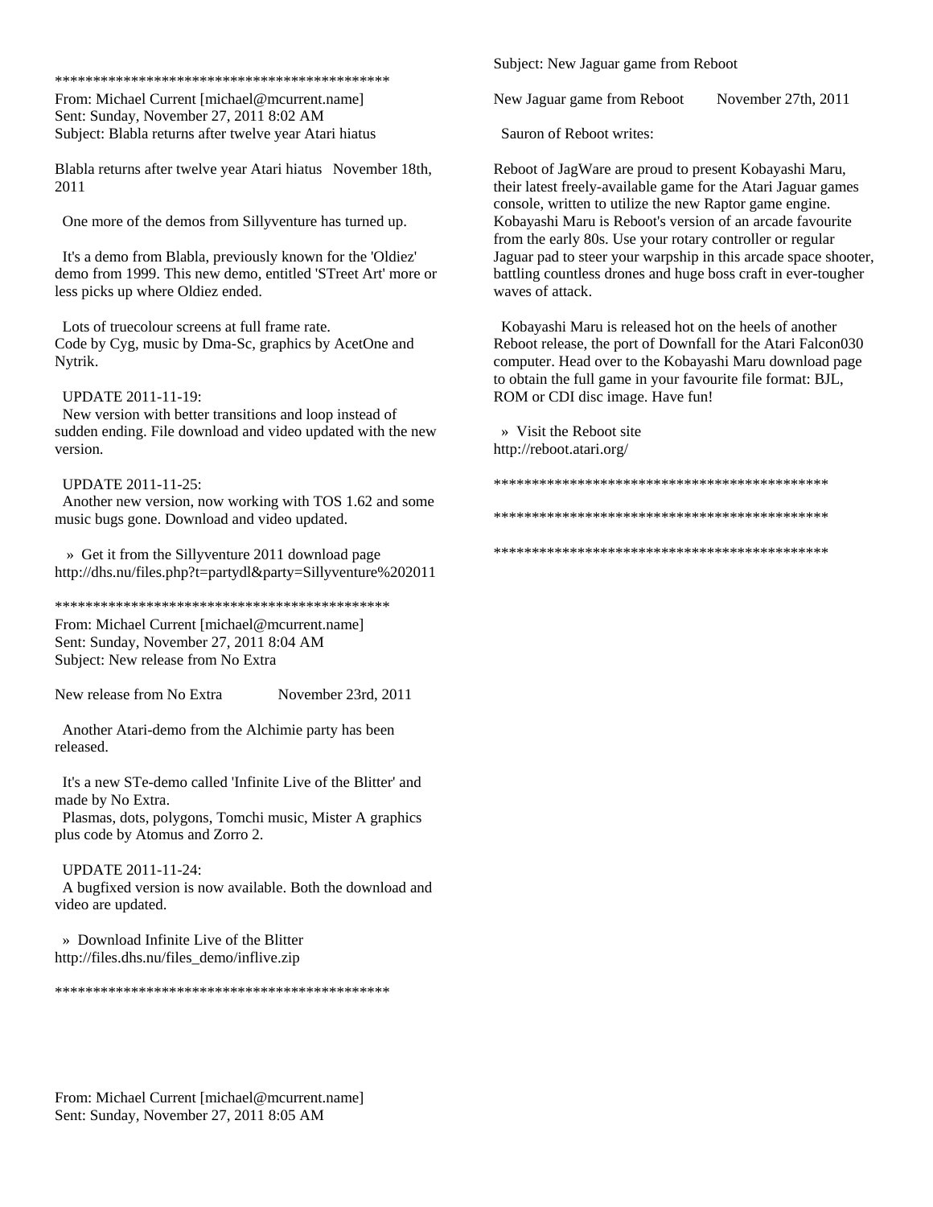*********************************************

From: Michael Current [michael@mcurrent.name]
Sent: Sunday, November 27, 2011 8:02 AM
Subject: Blabla returns after twelve year Atari hiatus

Blabla returns after twelve year Atari hiatus   November 18th, 2011

One more of the demos from Sillyventure has turned up.

It's a demo from Blabla, previously known for the 'Oldiez' demo from 1999. This new demo, entitled 'STreet Art' more or less picks up where Oldiez ended.

Lots of truecolour screens at full frame rate.
Code by Cyg, music by Dma-Sc, graphics by AcetOne and Nytrik.

UPDATE 2011-11-19:
New version with better transitions and loop instead of sudden ending. File download and video updated with the new version.

UPDATE 2011-11-25:
Another new version, now working with TOS 1.62 and some music bugs gone. Download and video updated.

» Get it from the Sillyventure 2011 download page
http://dhs.nu/files.php?t=partydl&party=Sillyventure%202011

*********************************************

From: Michael Current [michael@mcurrent.name]
Sent: Sunday, November 27, 2011 8:04 AM
Subject: New release from No Extra

New release from No Extra          November 23rd, 2011

Another Atari-demo from the Alchimie party has been released.

It's a new STe-demo called 'Infinite Live of the Blitter' and made by No Extra.
Plasmas, dots, polygons, Tomchi music, Mister A graphics plus code by Atomus and Zorro 2.

UPDATE 2011-11-24:
A bugfixed version is now available. Both the download and video are updated.

» Download Infinite Live of the Blitter
http://files.dhs.nu/files_demo/inflive.zip

*********************************************

From: Michael Current [michael@mcurrent.name]
Sent: Sunday, November 27, 2011 8:05 AM
Subject: New Jaguar game from Reboot

New Jaguar game from Reboot      November 27th, 2011

Sauron of Reboot writes:

Reboot of JagWare are proud to present Kobayashi Maru, their latest freely-available game for the Atari Jaguar games console, written to utilize the new Raptor game engine. Kobayashi Maru is Reboot's version of an arcade favourite from the early 80s. Use your rotary controller or regular Jaguar pad to steer your warpship in this arcade space shooter, battling countless drones and huge boss craft in ever-tougher waves of attack.

Kobayashi Maru is released hot on the heels of another Reboot release, the port of Downfall for the Atari Falcon030 computer. Head over to the Kobayashi Maru download page to obtain the full game in your favourite file format: BJL, ROM or CDI disc image. Have fun!

» Visit the Reboot site
http://reboot.atari.org/

*********************************************

*********************************************

*********************************************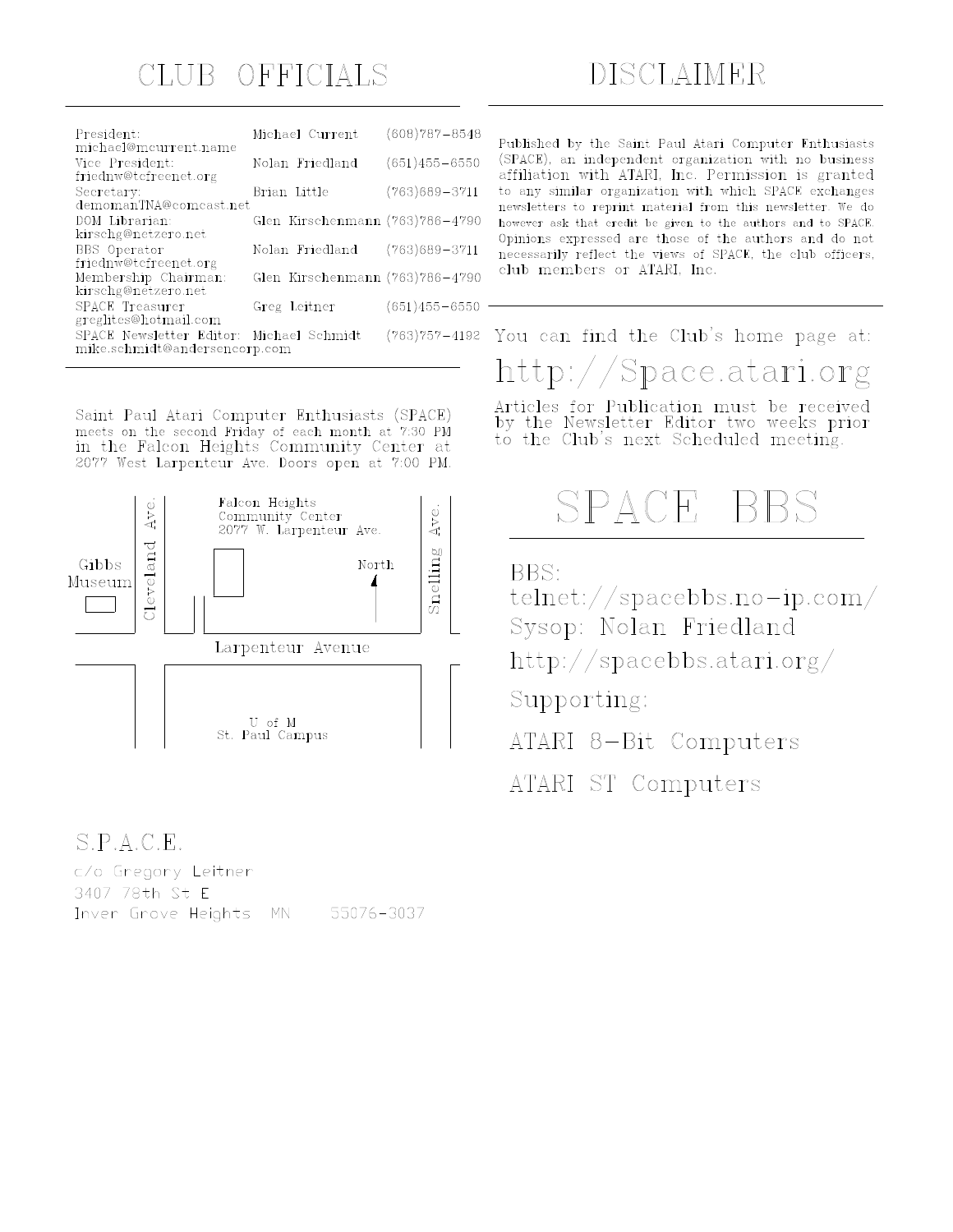# CLUB OFFICIALS

| | | |
|---|---|---|
| President: michael@mcurrent.name | Michael Current | (608)787-8548 |
| Vice President: friednw@tcfreenet.org | Nolan Friedland | (651)455-6550 |
| Secretary: demomanTNA@comcast.net | Brian Little | (763)689-3711 |
| DOM Librarian: kirschg@netzero.net | Glen Kirschenmann | (763)786-4790 |
| BBS Operator friednw@tcfreenet.org | Nolan Friedland | (763)689-3711 |
| Membership Chairman: kirschg@netzero.net | Glen Kirschenmann | (763)786-4790 |
| SPACE Treasurer greglites@hotmail.com | Greg Leitner | (651)455-6550 |
| SPACE Newsletter Editor: mike.schmidt@andersencorp.com | Michael Schmidt | (763)757-4192 |

Saint Paul Atari Computer Enthusiasts (SPACE) meets on the second Friday of each month at 7:30 PM in the Falcon Heights Community Center at 2077 West Larpenteur Ave. Doors open at 7:00 PM.

Falcon Heights Community Center 2077 W. Larpenteur Ave.

Gibbs Museum

Cleveland Ave.

Snelling Ave.

North

Larpenteur Avenue

U of M St. Paul Campus

S.P.A.C.E.
c/o Gregory Leitner
3407 78th St E
Inver Grove Heights MN 55076-3037

# DISCLAIMER

Published by the Saint Paul Atari Computer Enthusiasts (SPACE), an independent organization with no business affiliation with ATARI, Inc. Permission is granted to any similar organization with which SPACE exchanges newsletters to reprint material from this newsletter. We do however ask that credit be given to the authors and to SPACE. Opinions expressed are those of the authors and do not necessarily reflect the views of SPACE, the club officers, club members or ATARI, Inc.

You can find the Club's home page at:

http://Space.atari.org

Articles for Publication must be received by the Newsletter Editor two weeks prior to the Club's next Scheduled meeting.

# SPACE BBS

BBS:
telnet://spacebbs.no-ip.com/
Sysop: Nolan Friedland
http://spacebbs.atari.org/

Supporting:

ATARI 8-Bit Computers

ATARI ST Computers